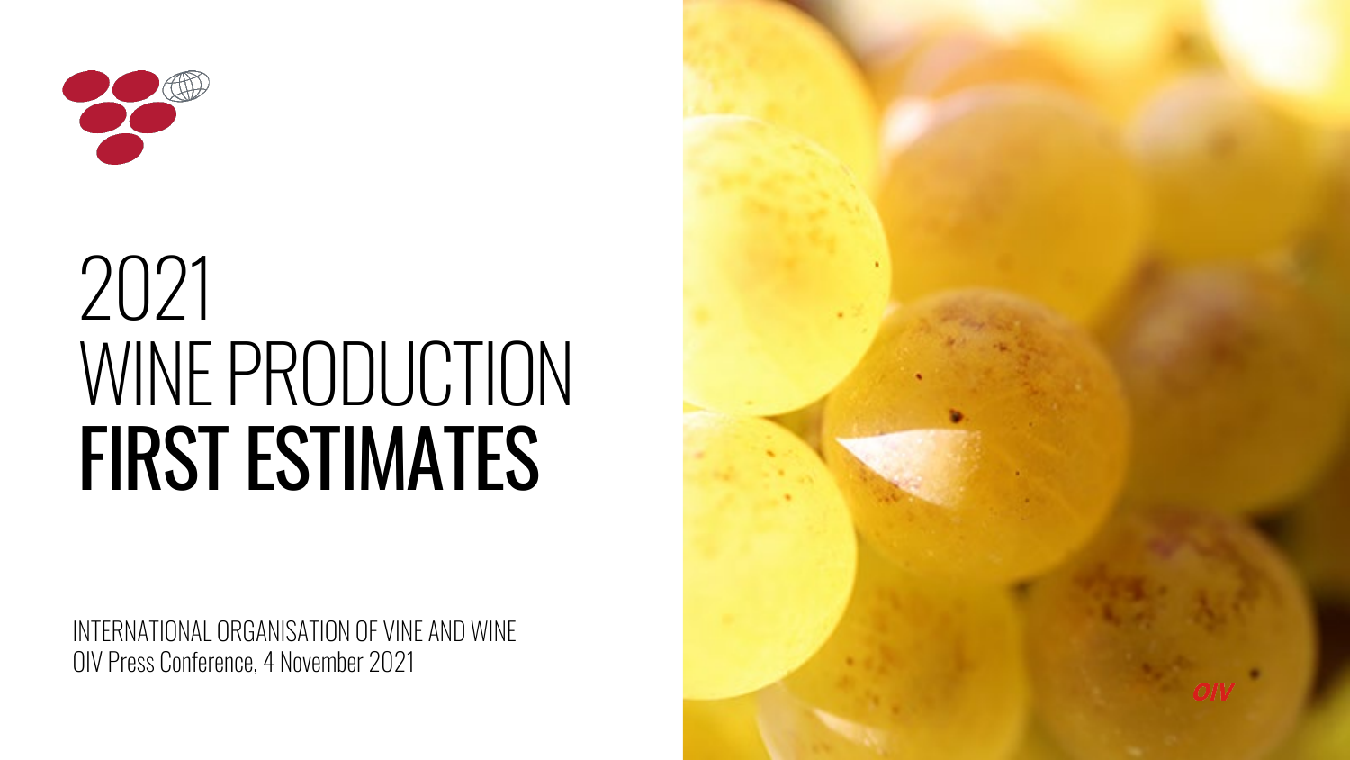# 2021 WINE PRODUCTION FIRST ESTIMATES

INTERNATIONAL ORGANISATION OF VINE AND WINE
OIV Press Conference, 4 November 2021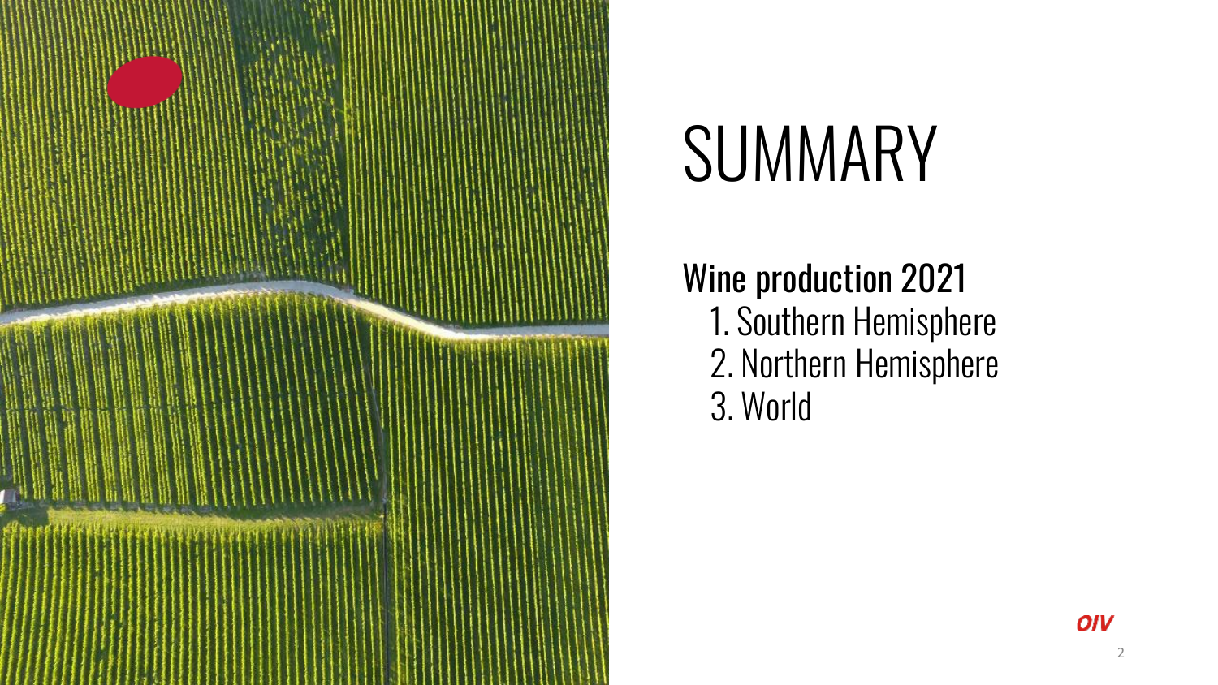# SUMMARY

## Wine production 2021

1. Southern Hemisphere
2. Northern Hemisphere
3. World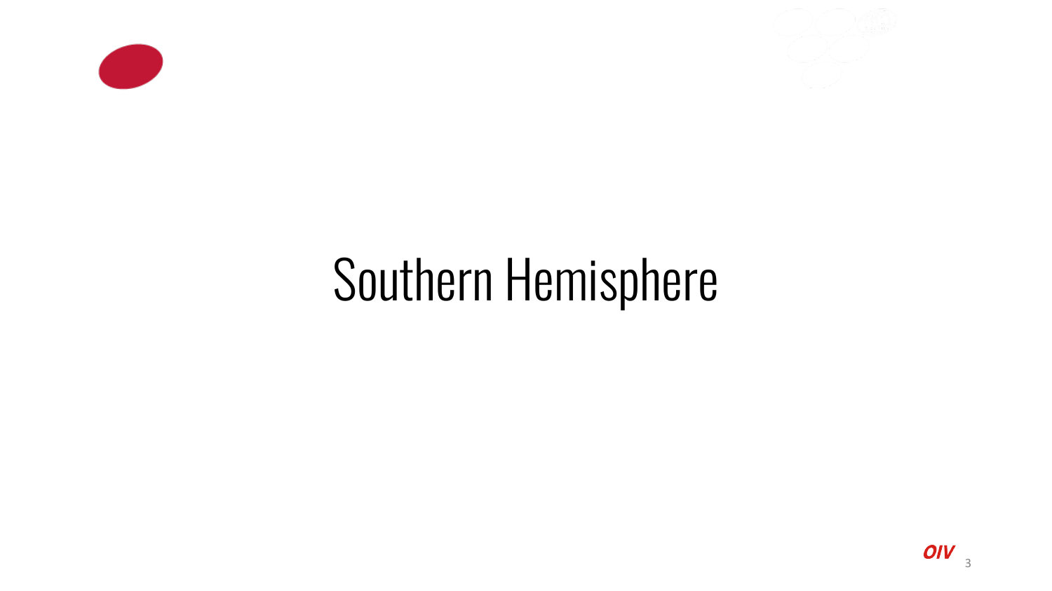# Southern Hemisphere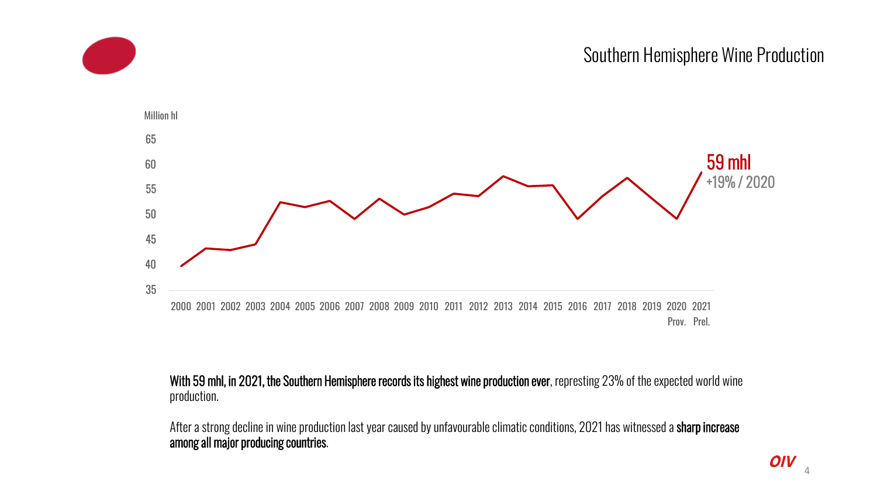# Southern Hemisphere Wine Production

Million hl

59 mhl
+19% / 2020

2000 2001 2002 2003 2004 2005 2006 2007 2008 2009 2010 2011 2012 2013 2014 2015 2016 2017 2018 2019 2020 Prov. 2021 Prel.

**With 59 mhl, in 2021, the Southern Hemisphere records its highest wine production ever**, represting 23% of the expected world wine production.

After a strong decline in wine production last year caused by unfavourable climatic conditions, 2021 has witnessed a **sharp increase among all major producing countries**.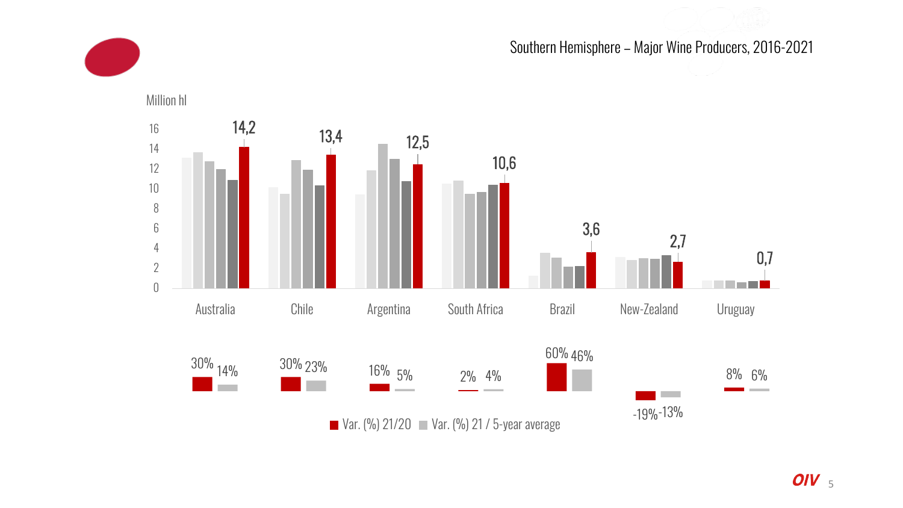## Southern Hemisphere – Major Wine Producers, 2016-2021

Million hl

| Country | 2021 (Million hl) | Var. (%) 21/20 | Var. (%) 21 / 5-year average |
|---|---|---|---|
| Australia | 14,2 | 30% | 14% |
| Chile | 13,4 | 30% | 23% |
| Argentina | 12,5 | 16% | 5% |
| South Africa | 10,6 | 2% | 4% |
| Brazil | 3,6 | 60% | 46% |
| New-Zealand | 2,7 | -19% | -13% |
| Uruguay | 0,7 | 8% | 6% |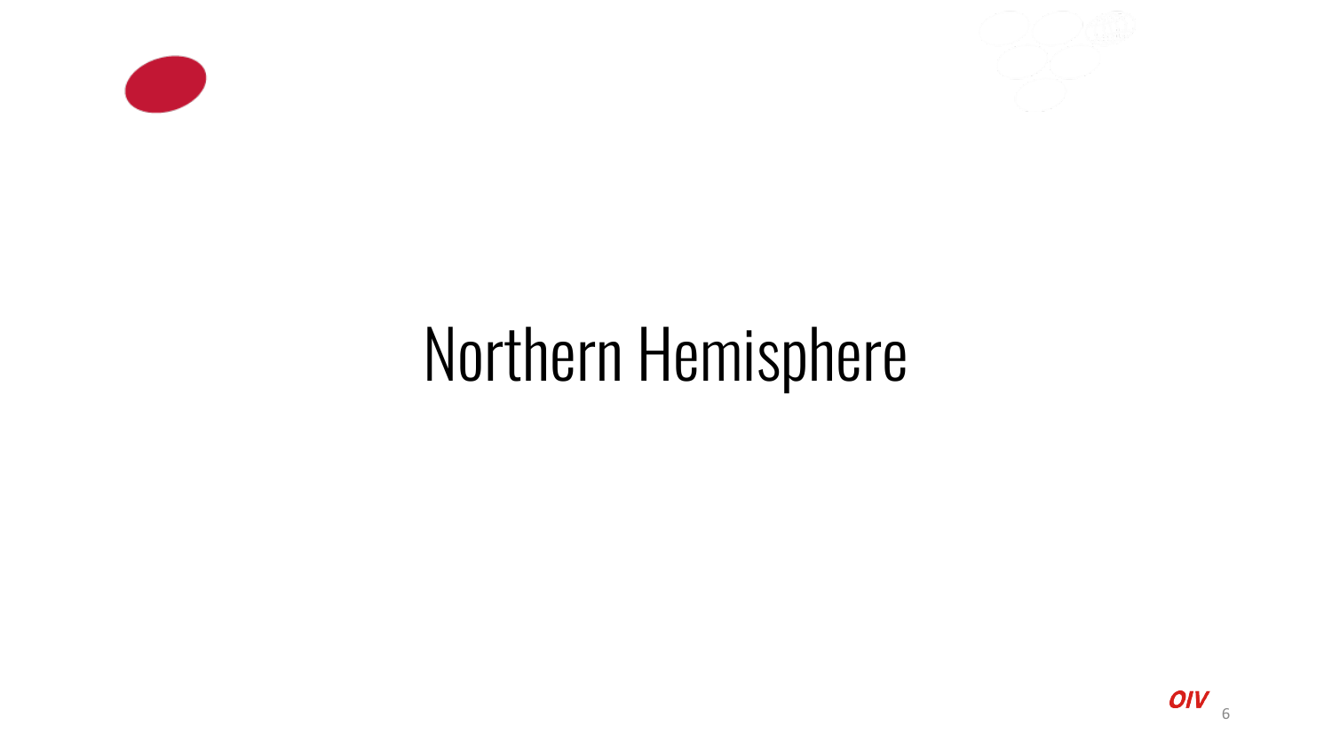# Northern Hemisphere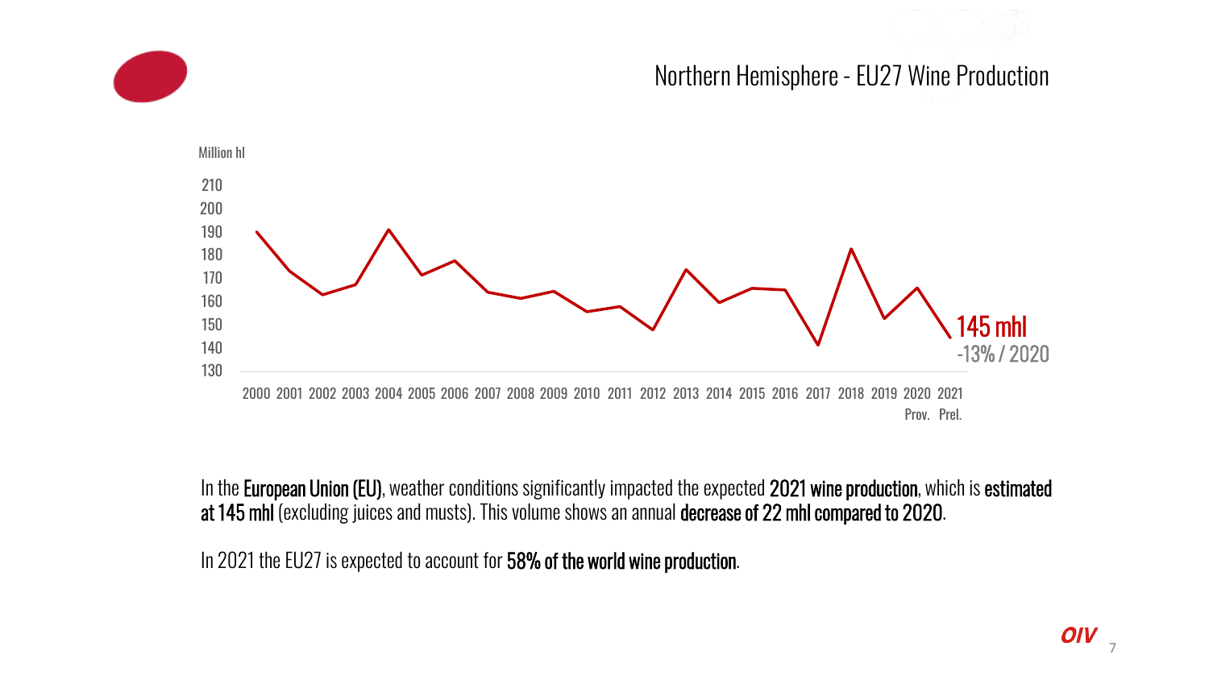# Northern Hemisphere - EU27 Wine Production

Million hl

145 mhl
-13% / 2020

2000 2001 2002 2003 2004 2005 2006 2007 2008 2009 2010 2011 2012 2013 2014 2015 2016 2017 2018 2019 2020 2021
Prov. Prel.

In the **European Union (EU)**, weather conditions significantly impacted the expected **2021 wine production**, which is **estimated at 145 mhl** (excluding juices and musts). This volume shows an annual **decrease of 22 mhl compared to 2020**.

In 2021 the EU27 is expected to account for **58% of the world wine production**.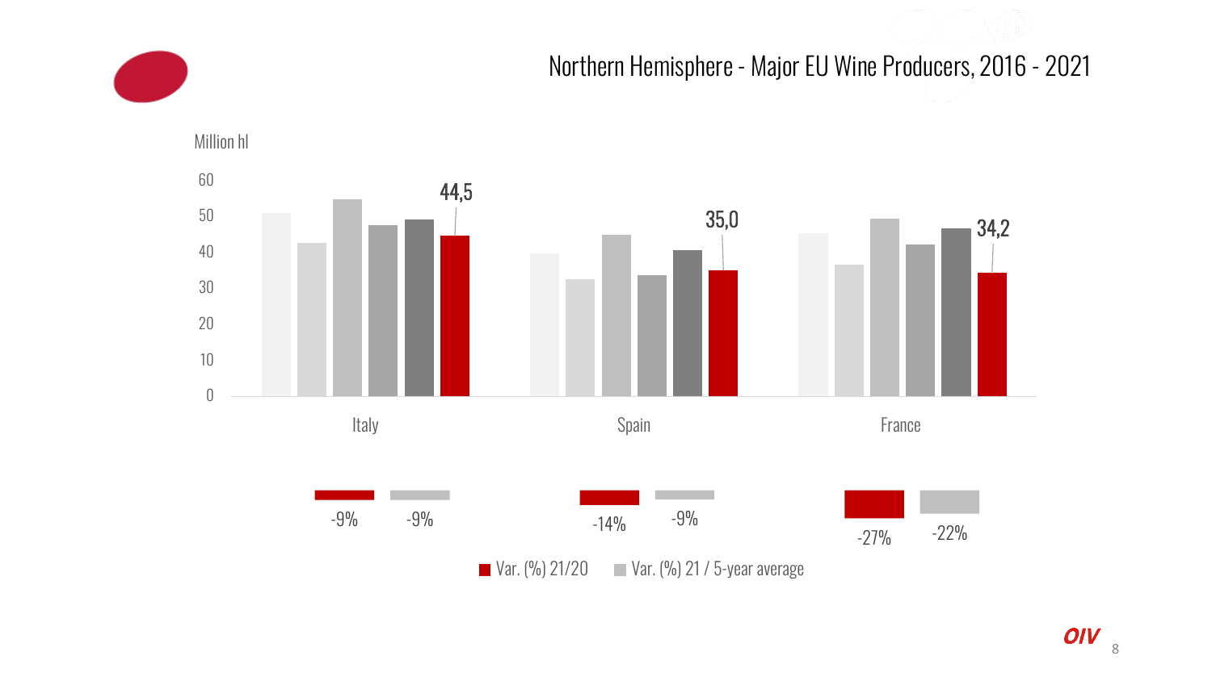# Northern Hemisphere - Major EU Wine Producers, 2016 - 2021

Million hl

| | Italy | Spain | France |
|---|---|---|---|
| 2021 | 44,5 | 35,0 | 34,2 |
| Var. (%) 21/20 | -9% | -14% | -27% |
| Var. (%) 21 / 5-year average | -9% | -9% | -22% |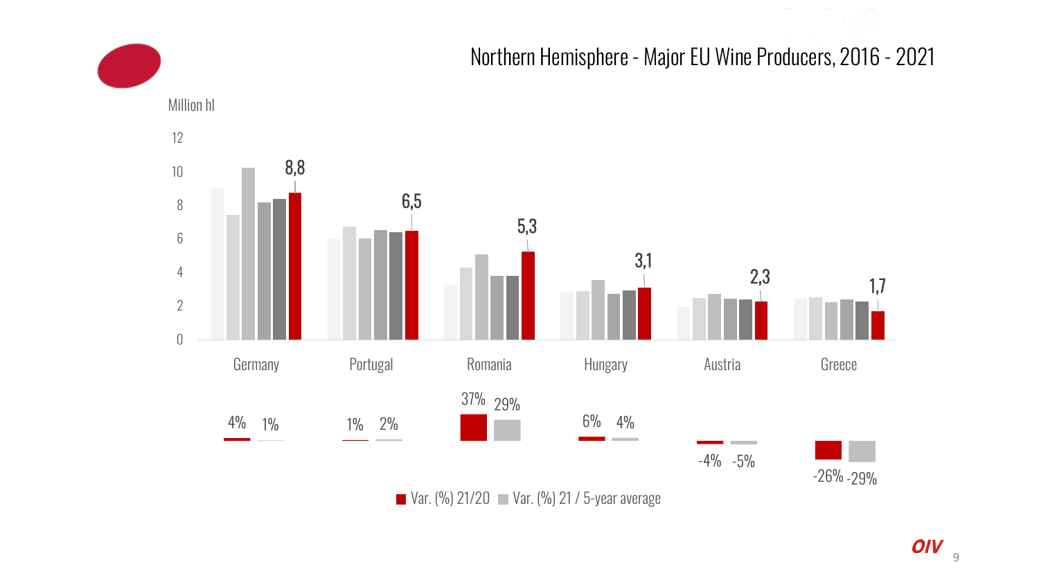# Northern Hemisphere - Major EU Wine Producers, 2016 - 2021

Million hl

| Country | 2021 (Million hl) | Var. (%) 21/20 | Var. (%) 21 / 5-year average |
|---|---|---|---|
| Germany | 8,8 | 4% | 1% |
| Portugal | 6,5 | 1% | 2% |
| Romania | 5,3 | 37% | 29% |
| Hungary | 3,1 | 6% | 4% |
| Austria | 2,3 | -4% | -5% |
| Greece | 1,7 | -26% | -29% |

■ Var. (%) 21/20 ■ Var. (%) 21 / 5-year average

OIV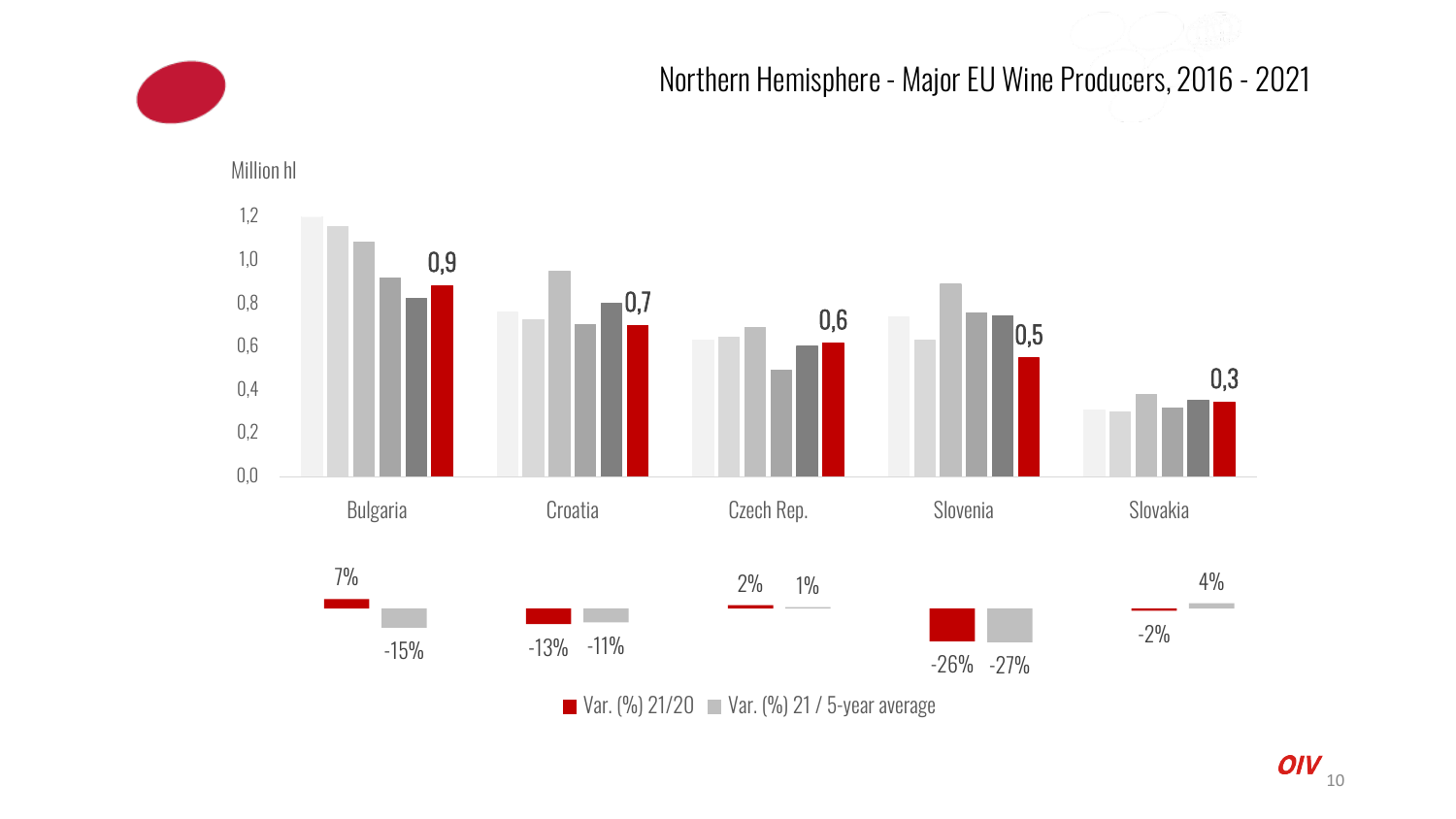# Northern Hemisphere - Major EU Wine Producers, 2016 - 2021

Million hl

| | Bulgaria | Croatia | Czech Rep. | Slovenia | Slovakia |
|---|---|---|---|---|---|
| 2021 | 0,9 | 0,7 | 0,6 | 0,5 | 0,3 |
| Var. (%) 21/20 | 7% | -13% | 2% | -26% | -2% |
| Var. (%) 21 / 5-year average | -15% | -11% | 1% | -27% | 4% |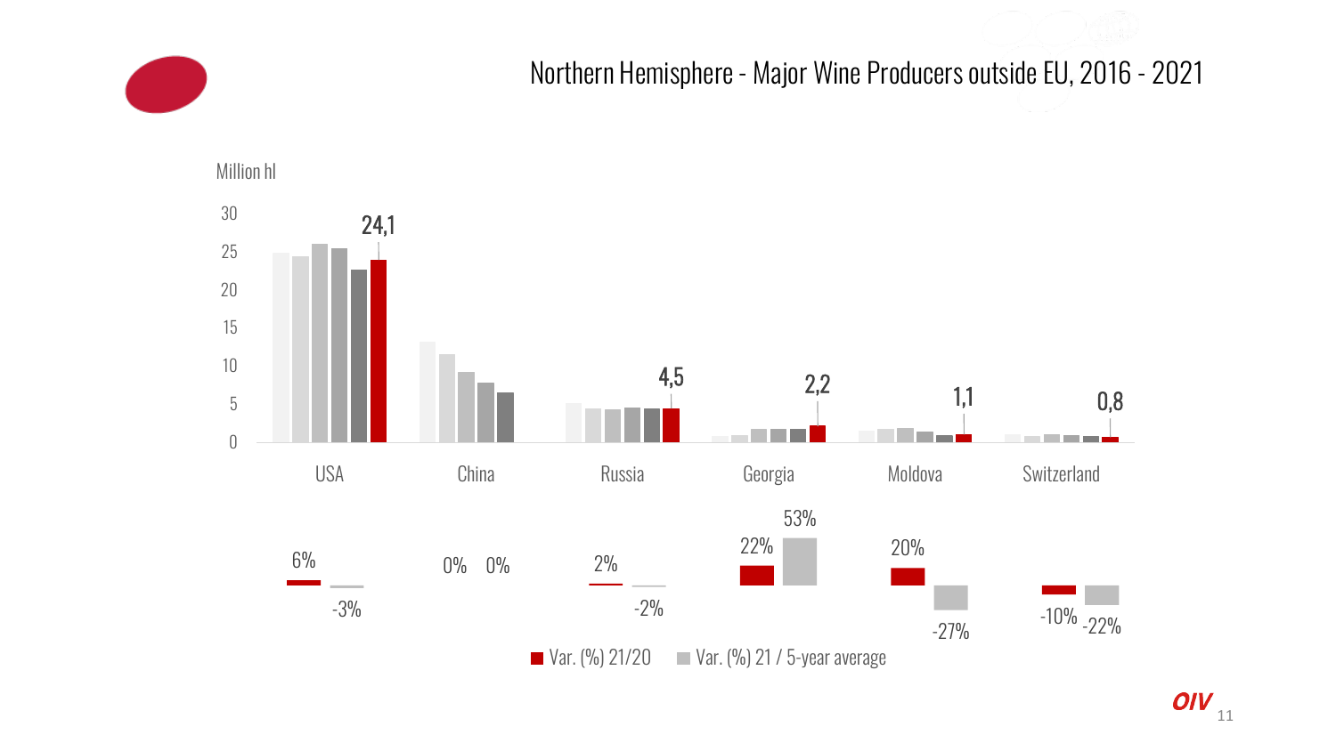# Northern Hemisphere - Major Wine Producers outside EU, 2016 - 2021

Million hl

| Country | 2021 (Million hl) | Var. (%) 21/20 | Var. (%) 21 / 5-year average |
|---|---|---|---|
| USA | 24,1 | 6% | -3% |
| China | | 0% | 0% |
| Russia | 4,5 | 2% | -2% |
| Georgia | 2,2 | 22% | 53% |
| Moldova | 1,1 | 20% | -27% |
| Switzerland | 0,8 | -10% | -22% |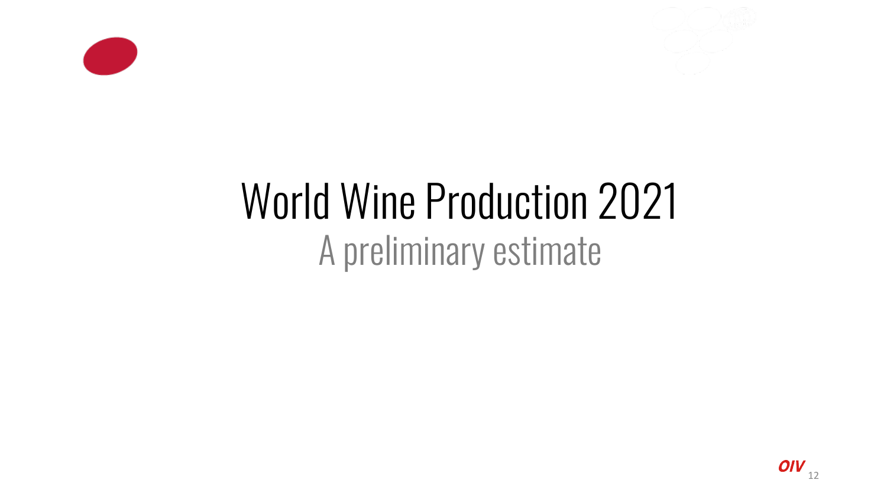# World Wine Production 2021

## A preliminary estimate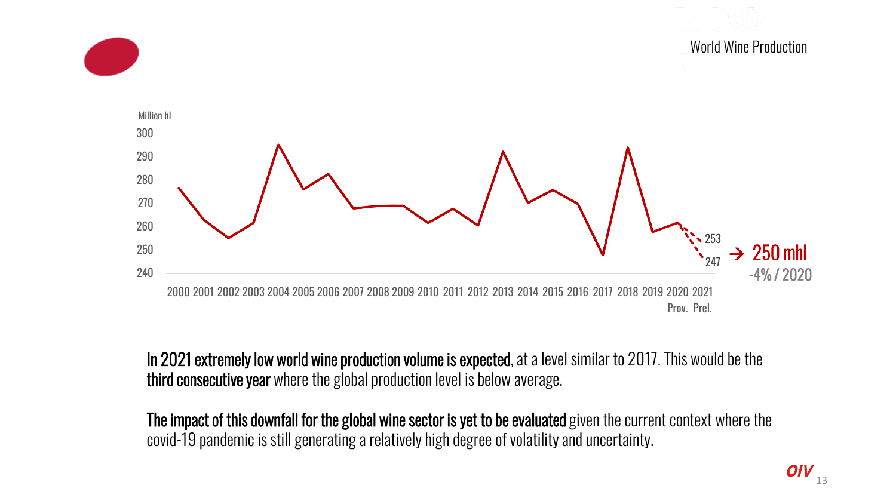## World Wine Production

Million hl

300
290
280
270
260
250
240

2000 2001 2002 2003 2004 2005 2006 2007 2008 2009 2010 2011 2012 2013 2014 2015 2016 2017 2018 2019 2020 2021

Prov. Prel.

253
247

→ 250 mhl
-4% / 2020

**In 2021 extremely low world wine production volume is expected**, at a level similar to 2017. This would be the **third consecutive year** where the global production level is below average.

**The impact of this downfall for the global wine sector is yet to be evaluated** given the current context where the covid-19 pandemic is still generating a relatively high degree of volatility and uncertainty.